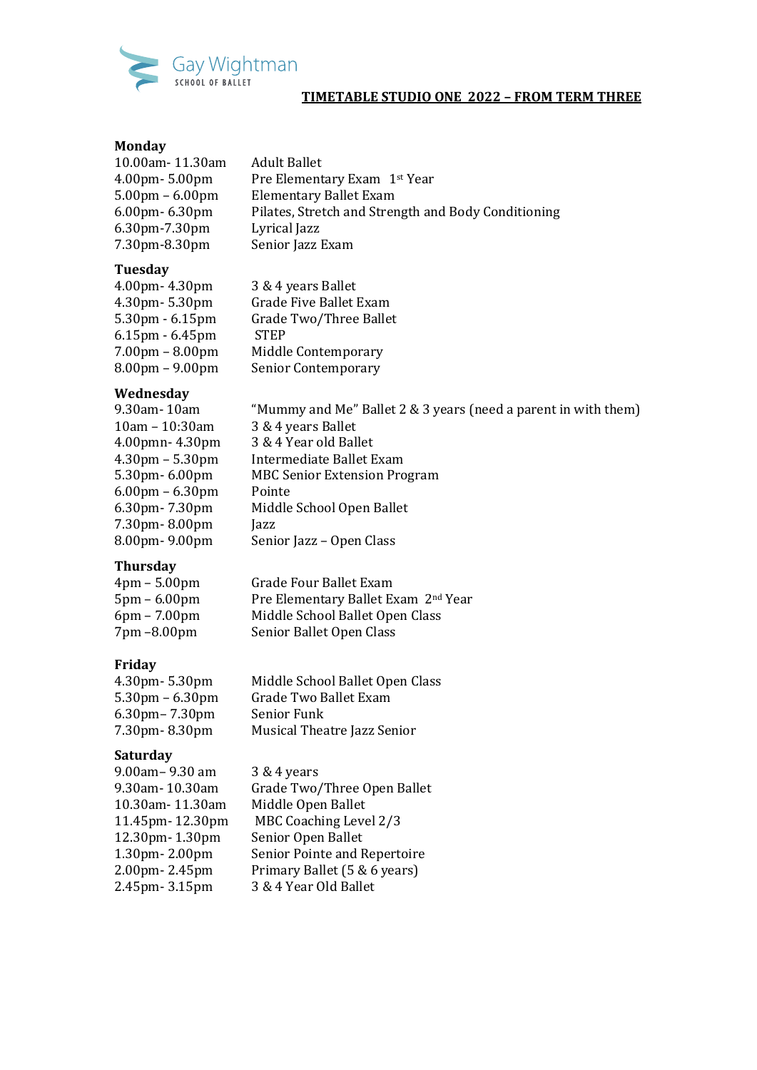Gay Wightman
SCHOOL OF BALLET

# TIMETABLE STUDIO ONE 2022 – FROM TERM THREE

## Monday

| | |
|---|---|
| 10.00am- 11.30am | Adult Ballet |
| 4.00pm- 5.00pm | Pre Elementary Exam 1st Year |
| 5.00pm – 6.00pm | Elementary Ballet Exam |
| 6.00pm- 6.30pm | Pilates, Stretch and Strength and Body Conditioning |
| 6.30pm-7.30pm | Lyrical Jazz |
| 7.30pm-8.30pm | Senior Jazz Exam |

## Tuesday

| | |
|---|---|
| 4.00pm- 4.30pm | 3 & 4 years Ballet |
| 4.30pm- 5.30pm | Grade Five Ballet Exam |
| 5.30pm - 6.15pm | Grade Two/Three Ballet |
| 6.15pm - 6.45pm | STEP |
| 7.00pm – 8.00pm | Middle Contemporary |
| 8.00pm – 9.00pm | Senior Contemporary |

## Wednesday

| | |
|---|---|
| 9.30am- 10am | "Mummy and Me" Ballet 2 & 3 years (need a parent in with them) |
| 10am – 10:30am | 3 & 4 years Ballet |
| 4.00pmn- 4.30pm | 3 & 4 Year old Ballet |
| 4.30pm – 5.30pm | Intermediate Ballet Exam |
| 5.30pm- 6.00pm | MBC Senior Extension Program |
| 6.00pm – 6.30pm | Pointe |
| 6.30pm- 7.30pm | Middle School Open Ballet |
| 7.30pm- 8.00pm | Jazz |
| 8.00pm- 9.00pm | Senior Jazz – Open Class |

## Thursday

| | |
|---|---|
| 4pm – 5.00pm | Grade Four Ballet Exam |
| 5pm – 6.00pm | Pre Elementary Ballet Exam 2nd Year |
| 6pm – 7.00pm | Middle School Ballet Open Class |
| 7pm –8.00pm | Senior Ballet Open Class |

## Friday

| | |
|---|---|
| 4.30pm- 5.30pm | Middle School Ballet Open Class |
| 5.30pm – 6.30pm | Grade Two Ballet Exam |
| 6.30pm– 7.30pm | Senior Funk |
| 7.30pm- 8.30pm | Musical Theatre Jazz Senior |

## Saturday

| | |
|---|---|
| 9.00am– 9.30 am | 3 & 4 years |
| 9.30am- 10.30am | Grade Two/Three Open Ballet |
| 10.30am- 11.30am | Middle Open Ballet |
| 11.45pm- 12.30pm | MBC Coaching Level 2/3 |
| 12.30pm- 1.30pm | Senior Open Ballet |
| 1.30pm- 2.00pm | Senior Pointe and Repertoire |
| 2.00pm- 2.45pm | Primary Ballet (5 & 6 years) |
| 2.45pm- 3.15pm | 3 & 4 Year Old Ballet |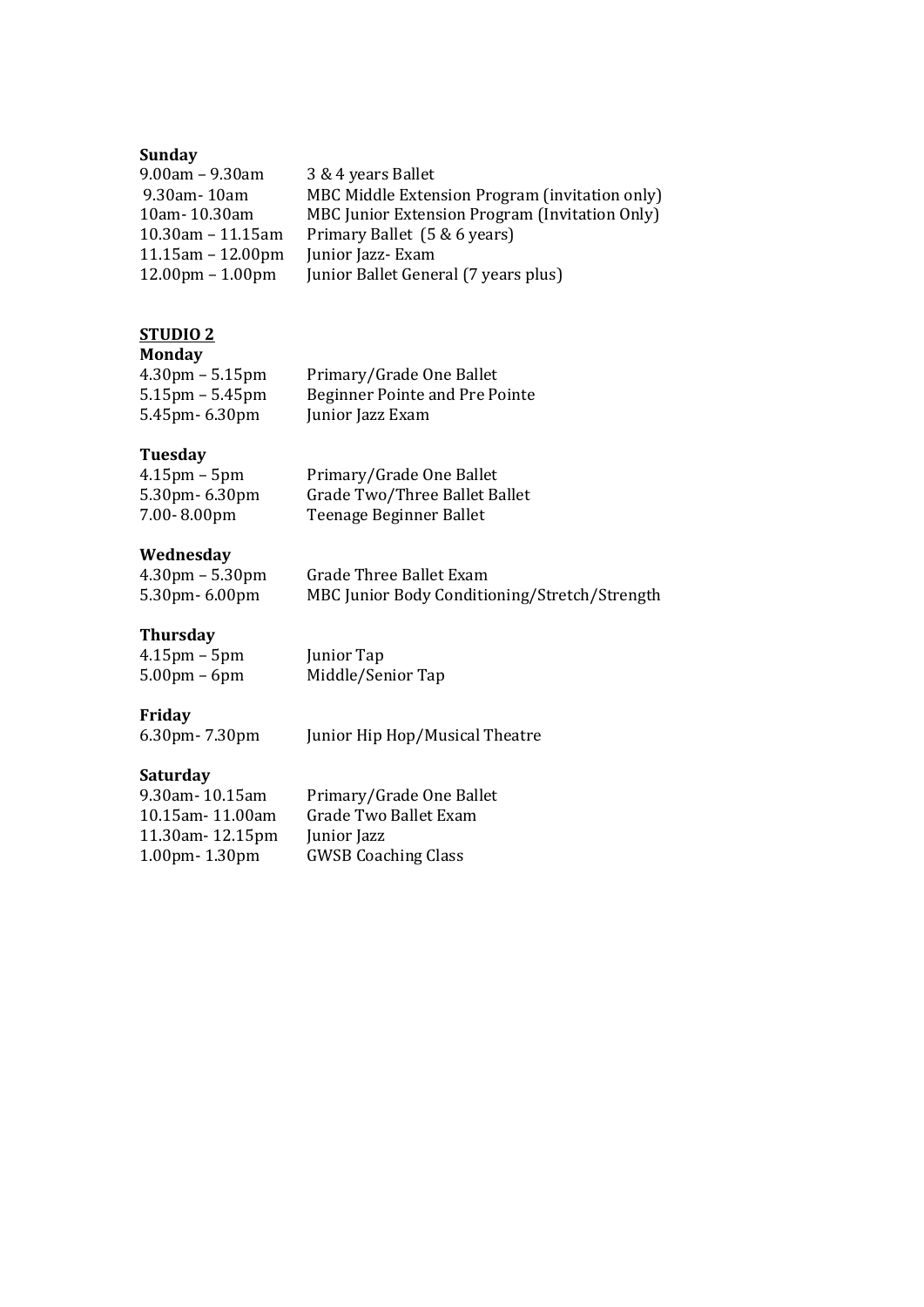**Sunday**

| | |
|---|---|
| 9.00am – 9.30am | 3 & 4 years Ballet |
| 9.30am- 10am | MBC Middle Extension Program (invitation only) |
| 10am- 10.30am | MBC Junior Extension Program (Invitation Only) |
| 10.30am – 11.15am | Primary Ballet (5 & 6 years) |
| 11.15am – 12.00pm | Junior Jazz- Exam |
| 12.00pm – 1.00pm | Junior Ballet General (7 years plus) |

## STUDIO 2

**Monday**

| | |
|---|---|
| 4.30pm – 5.15pm | Primary/Grade One Ballet |
| 5.15pm – 5.45pm | Beginner Pointe and Pre Pointe |
| 5.45pm- 6.30pm | Junior Jazz Exam |

**Tuesday**

| | |
|---|---|
| 4.15pm – 5pm | Primary/Grade One Ballet |
| 5.30pm- 6.30pm | Grade Two/Three Ballet Ballet |
| 7.00- 8.00pm | Teenage Beginner Ballet |

**Wednesday**

| | |
|---|---|
| 4.30pm – 5.30pm | Grade Three Ballet Exam |
| 5.30pm- 6.00pm | MBC Junior Body Conditioning/Stretch/Strength |

**Thursday**

| | |
|---|---|
| 4.15pm – 5pm | Junior Tap |
| 5.00pm – 6pm | Middle/Senior Tap |

**Friday**

| | |
|---|---|
| 6.30pm- 7.30pm | Junior Hip Hop/Musical Theatre |

**Saturday**

| | |
|---|---|
| 9.30am- 10.15am | Primary/Grade One Ballet |
| 10.15am- 11.00am | Grade Two Ballet Exam |
| 11.30am- 12.15pm | Junior Jazz |
| 1.00pm- 1.30pm | GWSB Coaching Class |